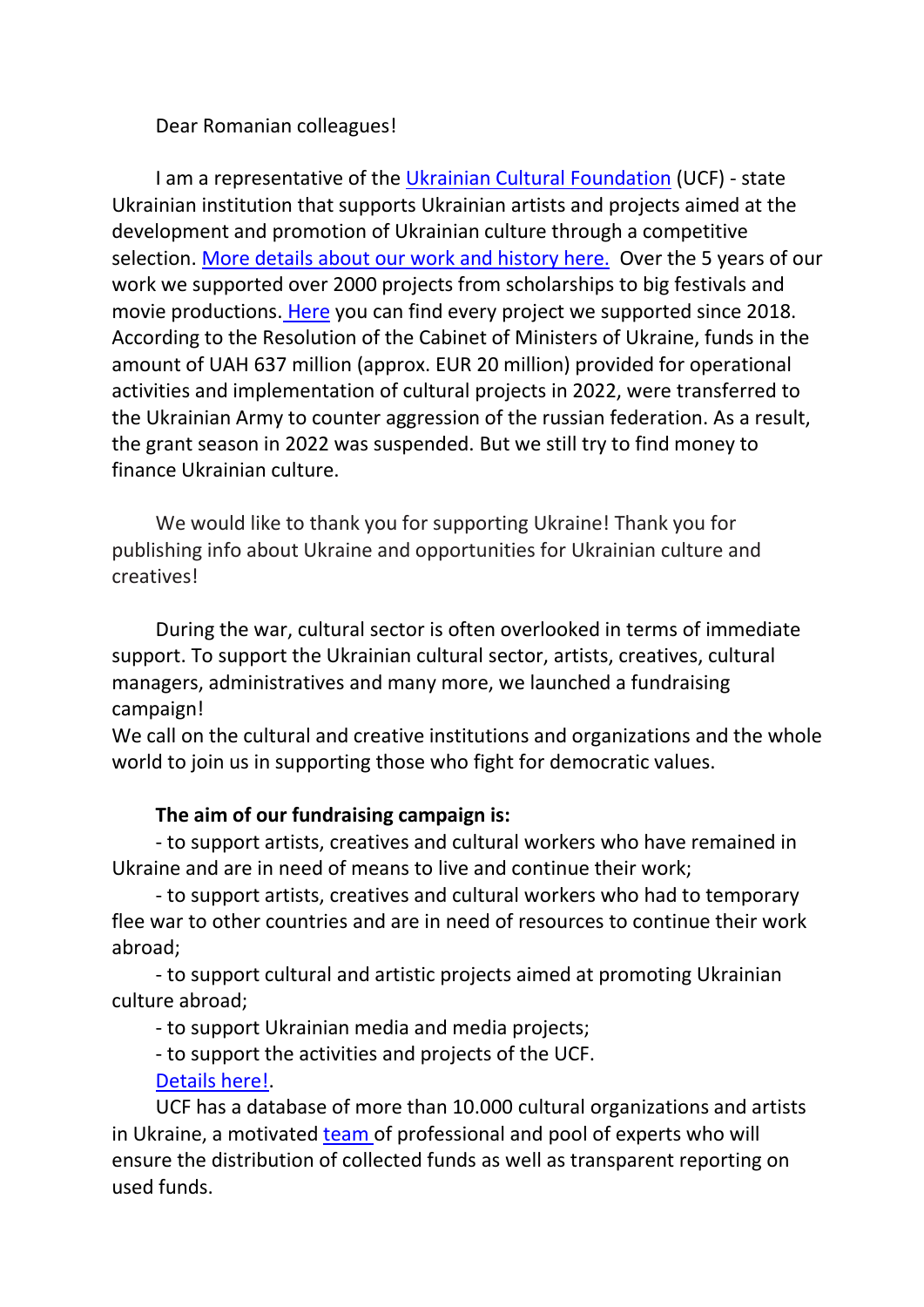Dear Romanian colleagues!

I am a representative of the [Ukrainian Cultural Foundation] (UCF) - state Ukrainian institution that supports Ukrainian artists and projects aimed at the development and promotion of Ukrainian culture through a competitive selection. [More details about our work and history here.] Over the 5 years of our work we supported over 2000 projects from scholarships to big festivals and movie productions. [Here] you can find every project we supported since 2018. According to the Resolution of the Cabinet of Ministers of Ukraine, funds in the amount of UAH 637 million (approx. EUR 20 million) provided for operational activities and implementation of cultural projects in 2022, were transferred to the Ukrainian Army to counter aggression of the russian federation. As a result, the grant season in 2022 was suspended. But we still try to find money to finance Ukrainian culture.

We would like to thank you for supporting Ukraine! Thank you for publishing info about Ukraine and opportunities for Ukrainian culture and creatives!

During the war, cultural sector is often overlooked in terms of immediate support. To support the Ukrainian cultural sector, artists, creatives, cultural managers, administratives and many more, we launched a fundraising campaign!
We call on the cultural and creative institutions and organizations and the whole world to join us in supporting those who fight for democratic values.

**The aim of our fundraising campaign is:**

- to support artists, creatives and cultural workers who have remained in Ukraine and are in need of means to live and continue their work;
- to support artists, creatives and cultural workers who had to temporary flee war to other countries and are in need of resources to continue their work abroad;
- to support cultural and artistic projects aimed at promoting Ukrainian culture abroad;
- to support Ukrainian media and media projects;
- to support the activities and projects of the UCF.

[Details here!].

UCF has a database of more than 10.000 cultural organizations and artists in Ukraine, a motivated [team] of professional and pool of experts who will ensure the distribution of collected funds as well as transparent reporting on used funds.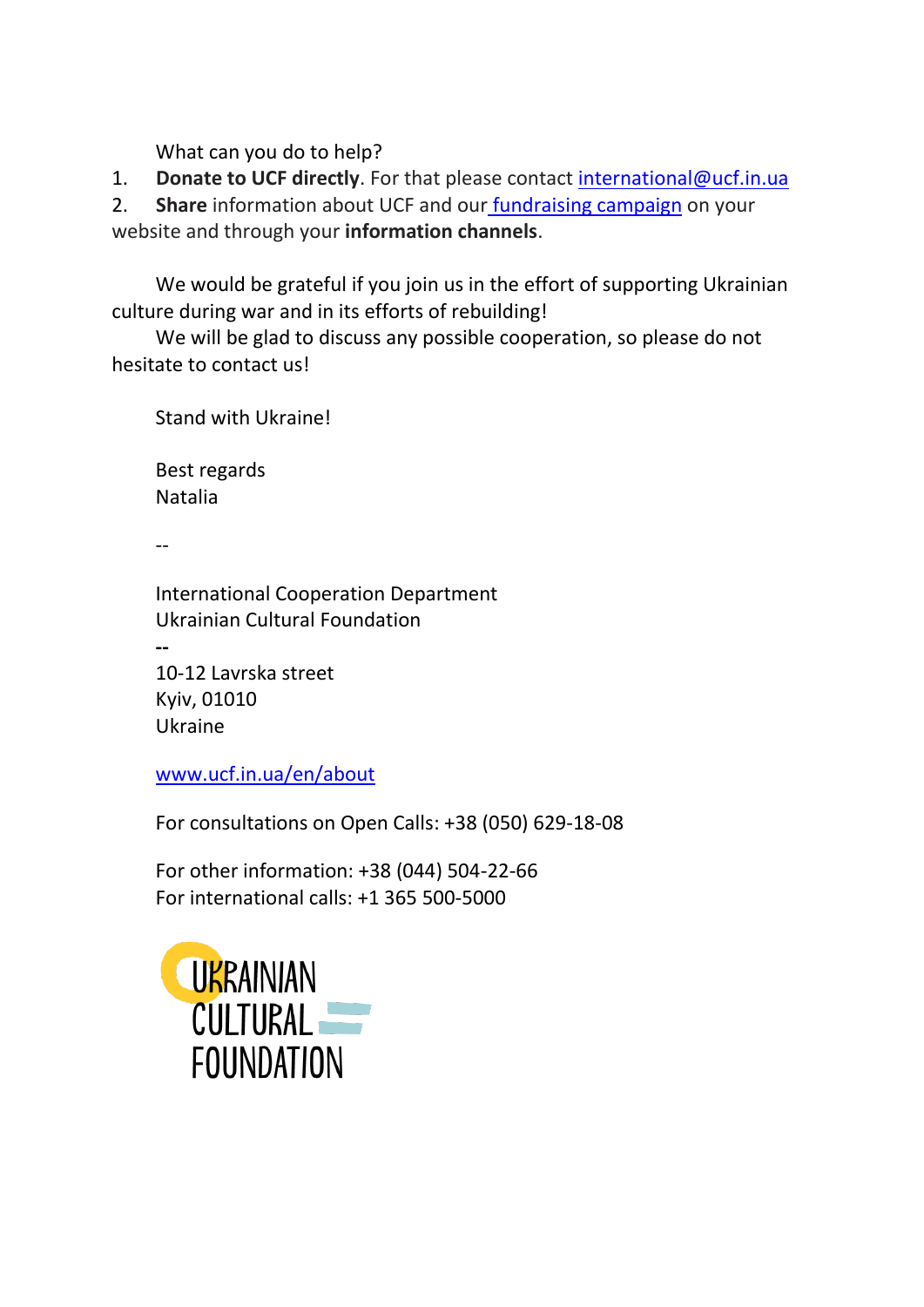What can you do to help?

1. **Donate to UCF directly**. For that please contact international@ucf.in.ua
2. **Share** information about UCF and our fundraising campaign on your website and through your **information channels**.

We would be grateful if you join us in the effort of supporting Ukrainian culture during war and in its efforts of rebuilding!

We will be glad to discuss any possible cooperation, so please do not hesitate to contact us!

Stand with Ukraine!

Best regards
Natalia

--

International Cooperation Department
Ukrainian Cultural Foundation

**--**

10-12 Lavrska street
Kyiv, 01010
Ukraine

www.ucf.in.ua/en/about

For consultations on Open Calls: +38 (050) 629-18-08

For other information: +38 (044) 504-22-66
For international calls: +1 365 500-5000

UKRAINIAN
CULTURAL
FOUNDATION